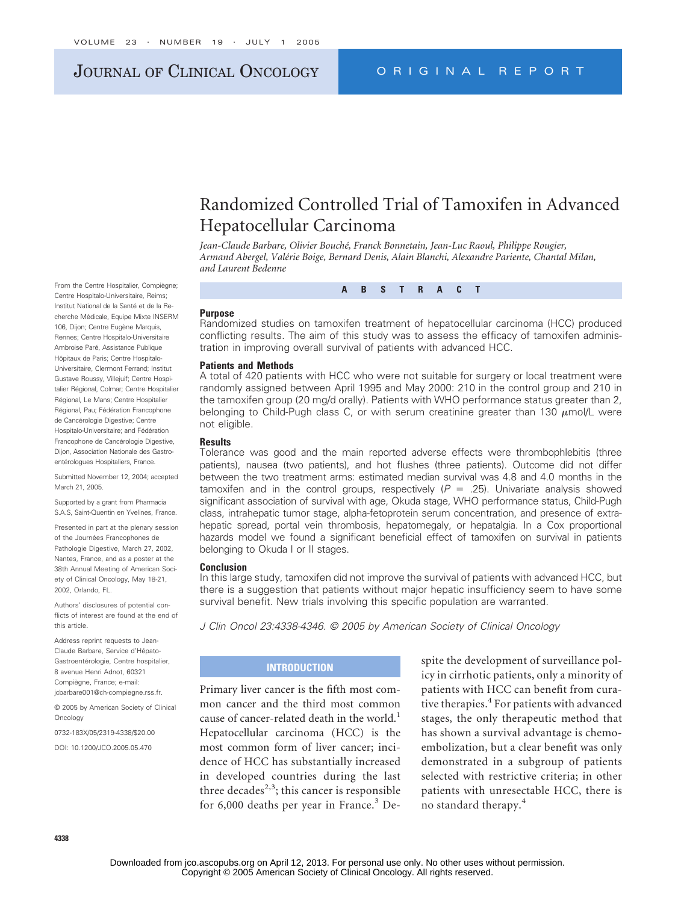# Randomized Controlled Trial of Tamoxifen in Advanced Hepatocellular Carcinoma

*Jean-Claude Barbare, Olivier Bouché, Franck Bonnetain, Jean-Luc Raoul, Philippe Rougier, Armand Abergel, Valérie Boige, Bernard Denis, Alain Blanchi, Alexandre Pariente, Chantal Milan, and Laurent Bedenne*

From the Centre Hospitalier, Compiègne; Centre Hospitalo-Universitaire, Reims; Institut National de la Santé et de la Recherche Médicale, Equipe Mixte INSERM 106, Dijon; Centre Eugène Marquis, Rennes; Centre Hospitalo-Universitaire Ambroise Paré, Assistance Publique Hôpitaux de Paris; Centre Hospitalo-Universitaire, Clermont Ferrand; Institut Gustave Roussy, Villejuif; Centre Hospitalier Régional, Colmar; Centre Hospitalier Régional, Le Mans; Centre Hospitalier Régional, Pau; Fédération Francophone de Cancérologie Digestive; Centre Hospitalo-Universitaire; and Fédération Francophone de Cancérologie Digestive, Dijon, Association Nationale des Gastro-entérologues Hospitaliers, France.

Submitted November 12, 2004; accepted March 21, 2005.

Supported by a grant from Pharmacia S.A.S, Saint-Quentin en Yvelines, France.

Presented in part at the plenary session of the Journées Francophones de Pathologie Digestive, March 27, 2002, Nantes, France, and as a poster at the 38th Annual Meeting of American Society of Clinical Oncology, May 18-21, 2002, Orlando, FL.

Authors' disclosures of potential conflicts of interest are found at the end of this article.

Address reprint requests to Jean-Claude Barbare, Service d'Hépato-Gastroentérologie, Centre hospitalier, 8 avenue Henri Adnot, 60321 Compiègne, France; e-mail: jcbarbare001@ch-compiegne.rss.fr.

© 2005 by American Society of Clinical Oncology

0732-183X/05/2319-4338/$20.00

DOI: 10.1200/JCO.2005.05.470

## ABSTRACT

### Purpose

Randomized studies on tamoxifen treatment of hepatocellular carcinoma (HCC) produced conflicting results. The aim of this study was to assess the efficacy of tamoxifen administration in improving overall survival of patients with advanced HCC.

### Patients and Methods

A total of 420 patients with HCC who were not suitable for surgery or local treatment were randomly assigned between April 1995 and May 2000: 210 in the control group and 210 in the tamoxifen group (20 mg/d orally). Patients with WHO performance status greater than 2, belonging to Child-Pugh class C, or with serum creatinine greater than 130 $\mu$mol/L were not eligible.

### Results

Tolerance was good and the main reported adverse effects were thrombophlebitis (three patients), nausea (two patients), and hot flushes (three patients). Outcome did not differ between the two treatment arms: estimated median survival was 4.8 and 4.0 months in the tamoxifen and in the control groups, respectively ($P$ = .25). Univariate analysis showed significant association of survival with age, Okuda stage, WHO performance status, Child-Pugh class, intrahepatic tumor stage, alpha-fetoprotein serum concentration, and presence of extrahepatic spread, portal vein thrombosis, hepatomegaly, or hepatalgia. In a Cox proportional hazards model we found a significant beneficial effect of tamoxifen on survival in patients belonging to Okuda I or II stages.

### Conclusion

In this large study, tamoxifen did not improve the survival of patients with advanced HCC, but there is a suggestion that patients without major hepatic insufficiency seem to have some survival benefit. New trials involving this specific population are warranted.

*J Clin Oncol 23:4338-4346. © 2005 by American Society of Clinical Oncology*

## INTRODUCTION

Primary liver cancer is the fifth most common cancer and the third most common cause of cancer-related death in the world.[1] Hepatocellular carcinoma (HCC) is the most common form of liver cancer; incidence of HCC has substantially increased in developed countries during the last three decades[2,3]; this cancer is responsible for 6,000 deaths per year in France.[3] Despite the development of surveillance policy in cirrhotic patients, only a minority of patients with HCC can benefit from curative therapies.[4] For patients with advanced stages, the only therapeutic method that has shown a survival advantage is chemoembolization, but a clear benefit was only demonstrated in a subgroup of patients selected with restrictive criteria; in other patients with unresectable HCC, there is no standard therapy.[4]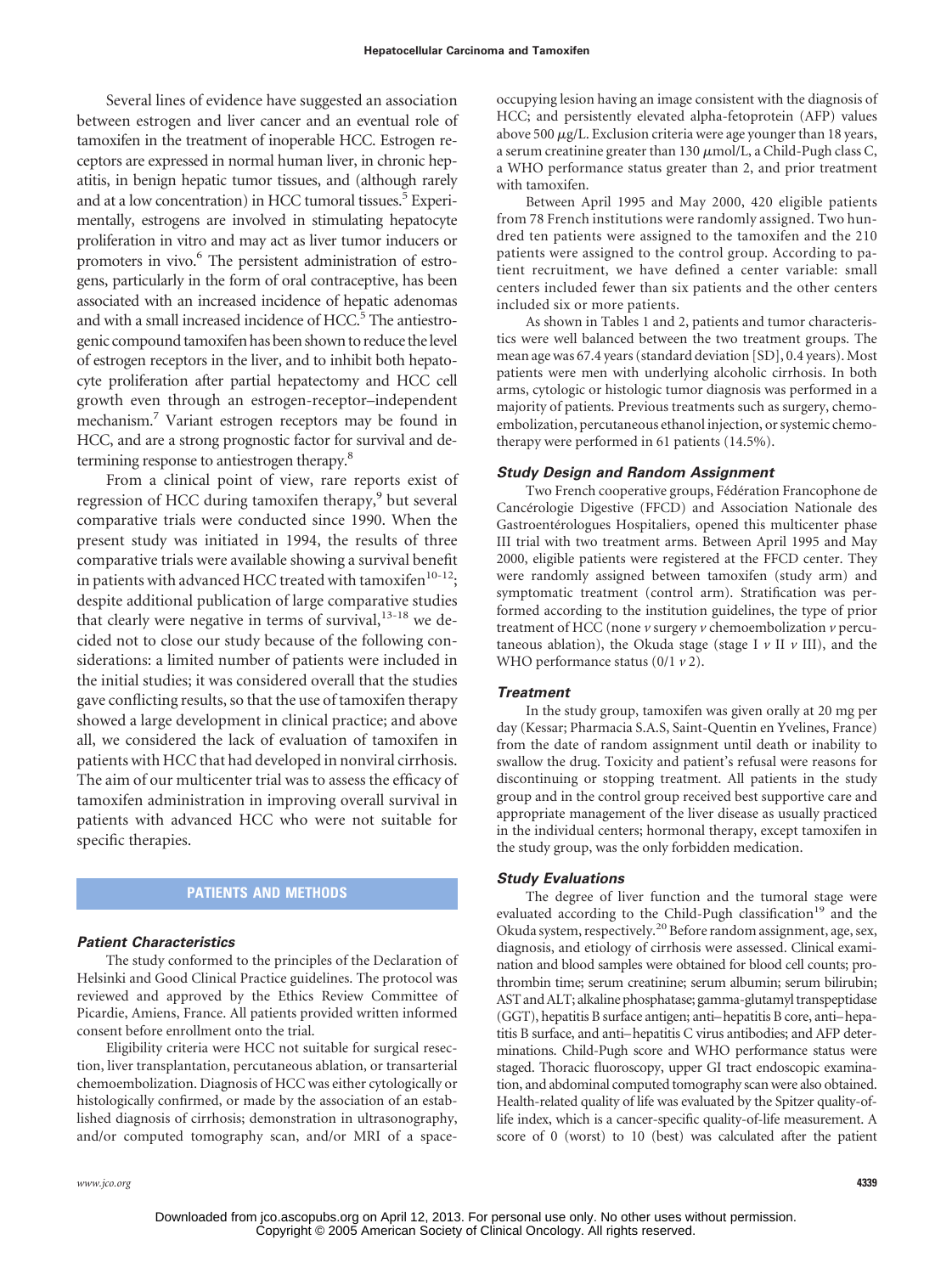Several lines of evidence have suggested an association between estrogen and liver cancer and an eventual role of tamoxifen in the treatment of inoperable HCC. Estrogen receptors are expressed in normal human liver, in chronic hepatitis, in benign hepatic tumor tissues, and (although rarely and at a low concentration) in HCC tumoral tissues.[5] Experimentally, estrogens are involved in stimulating hepatocyte proliferation in vitro and may act as liver tumor inducers or promoters in vivo.[6] The persistent administration of estrogens, particularly in the form of oral contraceptive, has been associated with an increased incidence of hepatic adenomas and with a small increased incidence of HCC.[5] The antiestrogenic compound tamoxifen has been shown to reduce the level of estrogen receptors in the liver, and to inhibit both hepatocyte proliferation after partial hepatectomy and HCC cell growth even through an estrogen-receptor–independent mechanism.[7] Variant estrogen receptors may be found in HCC, and are a strong prognostic factor for survival and determining response to antiestrogen therapy.[8]

From a clinical point of view, rare reports exist of regression of HCC during tamoxifen therapy,[9] but several comparative trials were conducted since 1990. When the present study was initiated in 1994, the results of three comparative trials were available showing a survival benefit in patients with advanced HCC treated with tamoxifen[10-12]; despite additional publication of large comparative studies that clearly were negative in terms of survival,[13-18] we decided not to close our study because of the following considerations: a limited number of patients were included in the initial studies; it was considered overall that the studies gave conflicting results, so that the use of tamoxifen therapy showed a large development in clinical practice; and above all, we considered the lack of evaluation of tamoxifen in patients with HCC that had developed in nonviral cirrhosis. The aim of our multicenter trial was to assess the efficacy of tamoxifen administration in improving overall survival in patients with advanced HCC who were not suitable for specific therapies.

## PATIENTS AND METHODS

### Patient Characteristics

The study conformed to the principles of the Declaration of Helsinki and Good Clinical Practice guidelines. The protocol was reviewed and approved by the Ethics Review Committee of Picardie, Amiens, France. All patients provided written informed consent before enrollment onto the trial.

Eligibility criteria were HCC not suitable for surgical resection, liver transplantation, percutaneous ablation, or transarterial chemoembolization. Diagnosis of HCC was either cytologically or histologically confirmed, or made by the association of an established diagnosis of cirrhosis; demonstration in ultrasonography, and/or computed tomography scan, and/or MRI of a space-occupying lesion having an image consistent with the diagnosis of HCC; and persistently elevated alpha-fetoprotein (AFP) values above 500 $\mu$g/L. Exclusion criteria were age younger than 18 years, a serum creatinine greater than 130 $\mu$mol/L, a Child-Pugh class C, a WHO performance status greater than 2, and prior treatment with tamoxifen.

Between April 1995 and May 2000, 420 eligible patients from 78 French institutions were randomly assigned. Two hundred ten patients were assigned to the tamoxifen and the 210 patients were assigned to the control group. According to patient recruitment, we have defined a center variable: small centers included fewer than six patients and the other centers included six or more patients.

As shown in Tables 1 and 2, patients and tumor characteristics were well balanced between the two treatment groups. The mean age was 67.4 years (standard deviation [SD], 0.4 years). Most patients were men with underlying alcoholic cirrhosis. In both arms, cytologic or histologic tumor diagnosis was performed in a majority of patients. Previous treatments such as surgery, chemoembolization, percutaneous ethanol injection, or systemic chemotherapy were performed in 61 patients (14.5%).

### Study Design and Random Assignment

Two French cooperative groups, Fédération Francophone de Cancérologie Digestive (FFCD) and Association Nationale des Gastroentérologues Hospitaliers, opened this multicenter phase III trial with two treatment arms. Between April 1995 and May 2000, eligible patients were registered at the FFCD center. They were randomly assigned between tamoxifen (study arm) and symptomatic treatment (control arm). Stratification was performed according to the institution guidelines, the type of prior treatment of HCC (none *v* surgery *v* chemoembolization *v* percutaneous ablation), the Okuda stage (stage I *v* II *v* III), and the WHO performance status (0/1 *v* 2).

### Treatment

In the study group, tamoxifen was given orally at 20 mg per day (Kessar; Pharmacia S.A.S, Saint-Quentin en Yvelines, France) from the date of random assignment until death or inability to swallow the drug. Toxicity and patient's refusal were reasons for discontinuing or stopping treatment. All patients in the study group and in the control group received best supportive care and appropriate management of the liver disease as usually practiced in the individual centers; hormonal therapy, except tamoxifen in the study group, was the only forbidden medication.

### Study Evaluations

The degree of liver function and the tumoral stage were evaluated according to the Child-Pugh classification[19] and the Okuda system, respectively.[20] Before random assignment, age, sex, diagnosis, and etiology of cirrhosis were assessed. Clinical examination and blood samples were obtained for blood cell counts; prothrombin time; serum creatinine; serum albumin; serum bilirubin; AST and ALT; alkaline phosphatase; gamma-glutamyl transpeptidase (GGT), hepatitis B surface antigen; anti–hepatitis B core, anti–hepatitis B surface, and anti–hepatitis C virus antibodies; and AFP determinations. Child-Pugh score and WHO performance status were staged. Thoracic fluoroscopy, upper GI tract endoscopic examination, and abdominal computed tomography scan were also obtained. Health-related quality of life was evaluated by the Spitzer quality-of-life index, which is a cancer-specific quality-of-life measurement. A score of 0 (worst) to 10 (best) was calculated after the patient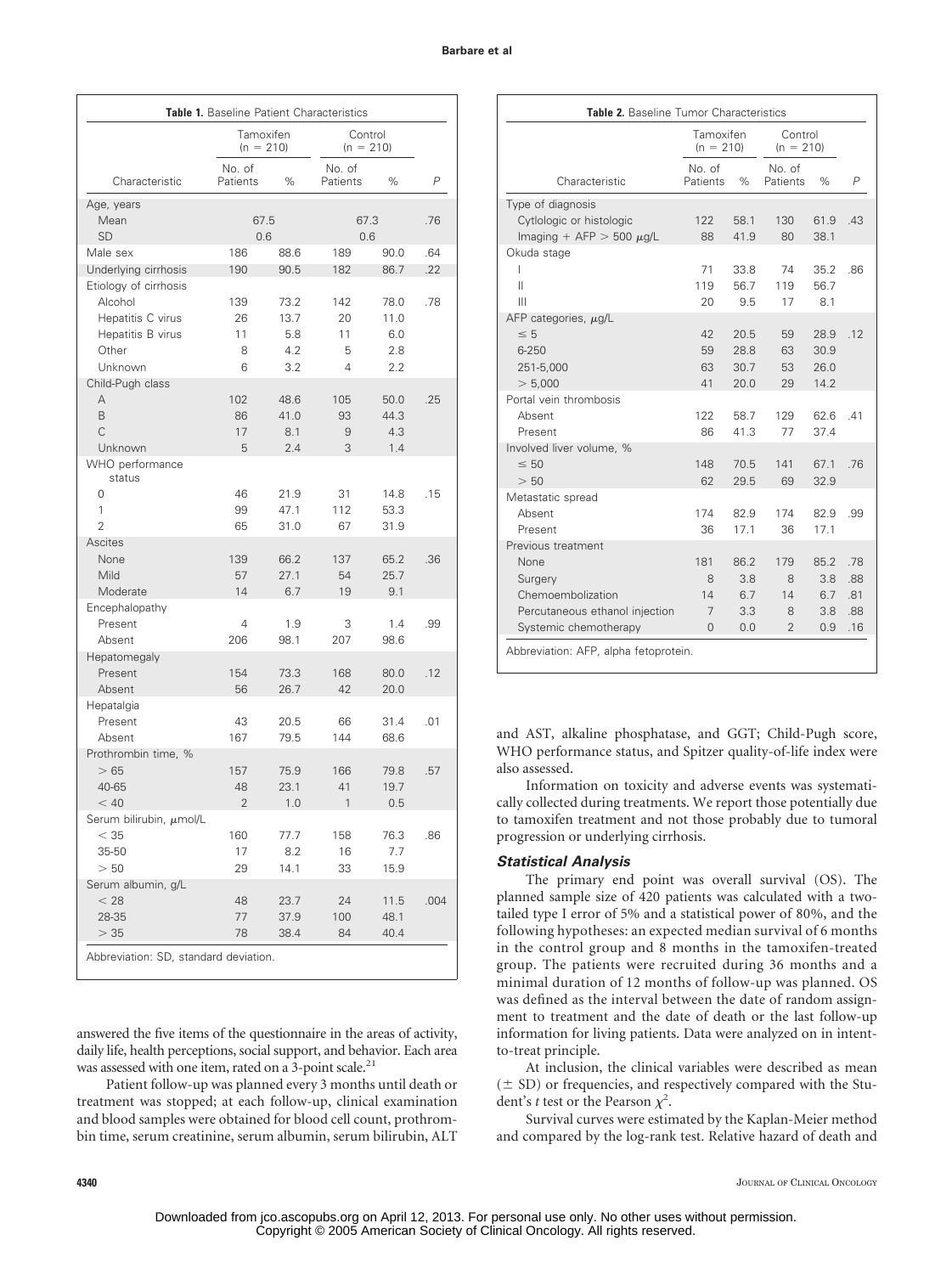**Table 1.** Baseline Patient Characteristics

| Characteristic | Tamoxifen (n = 210) No. of Patients | % | Control (n = 210) No. of Patients | % | P |
|---|---|---|---|---|---|
| Age, years | | | | | |
| Mean | 67.5 | | 67.3 | | .76 |
| SD | 0.6 | | 0.6 | | |
| Male sex | 186 | 88.6 | 189 | 90.0 | .64 |
| Underlying cirrhosis | 190 | 90.5 | 182 | 86.7 | .22 |
| Etiology of cirrhosis | | | | | |
| Alcohol | 139 | 73.2 | 142 | 78.0 | .78 |
| Hepatitis C virus | 26 | 13.7 | 20 | 11.0 | |
| Hepatitis B virus | 11 | 5.8 | 11 | 6.0 | |
| Other | 8 | 4.2 | 5 | 2.8 | |
| Unknown | 6 | 3.2 | 4 | 2.2 | |
| Child-Pugh class | | | | | |
| A | 102 | 48.6 | 105 | 50.0 | .25 |
| B | 86 | 41.0 | 93 | 44.3 | |
| C | 17 | 8.1 | 9 | 4.3 | |
| Unknown | 5 | 2.4 | 3 | 1.4 | |
| WHO performance status | | | | | |
| 0 | 46 | 21.9 | 31 | 14.8 | .15 |
| 1 | 99 | 47.1 | 112 | 53.3 | |
| 2 | 65 | 31.0 | 67 | 31.9 | |
| Ascites | | | | | |
| None | 139 | 66.2 | 137 | 65.2 | .36 |
| Mild | 57 | 27.1 | 54 | 25.7 | |
| Moderate | 14 | 6.7 | 19 | 9.1 | |
| Encephalopathy | | | | | |
| Present | 4 | 1.9 | 3 | 1.4 | .99 |
| Absent | 206 | 98.1 | 207 | 98.6 | |
| Hepatomegaly | | | | | |
| Present | 154 | 73.3 | 168 | 80.0 | .12 |
| Absent | 56 | 26.7 | 42 | 20.0 | |
| Hepatalgia | | | | | |
| Present | 43 | 20.5 | 66 | 31.4 | .01 |
| Absent | 167 | 79.5 | 144 | 68.6 | |
| Prothrombin time, % | | | | | |
| > 65 | 157 | 75.9 | 166 | 79.8 | .57 |
| 40-65 | 48 | 23.1 | 41 | 19.7 | |
| < 40 | 2 | 1.0 | 1 | 0.5 | |
| Serum bilirubin, μmol/L | | | | | |
| < 35 | 160 | 77.7 | 158 | 76.3 | .86 |
| 35-50 | 17 | 8.2 | 16 | 7.7 | |
| > 50 | 29 | 14.1 | 33 | 15.9 | |
| Serum albumin, g/L | | | | | |
| < 28 | 48 | 23.7 | 24 | 11.5 | .004 |
| 28-35 | 77 | 37.9 | 100 | 48.1 | |
| > 35 | 78 | 38.4 | 84 | 40.4 | |

Abbreviation: SD, standard deviation.

**Table 2.** Baseline Tumor Characteristics

| Characteristic | Tamoxifen (n = 210) No. of Patients | % | Control (n = 210) No. of Patients | % | P |
|---|---|---|---|---|---|
| Type of diagnosis | | | | | |
| Cytologic or histologic | 122 | 58.1 | 130 | 61.9 | .43 |
| Imaging + AFP > 500 μg/L | 88 | 41.9 | 80 | 38.1 | |
| Okuda stage | | | | | |
| I | 71 | 33.8 | 74 | 35.2 | .86 |
| II | 119 | 56.7 | 119 | 56.7 | |
| III | 20 | 9.5 | 17 | 8.1 | |
| AFP categories, μg/L | | | | | |
| ≤ 5 | 42 | 20.5 | 59 | 28.9 | .12 |
| 6-250 | 59 | 28.8 | 63 | 30.9 | |
| 251-5,000 | 63 | 30.7 | 53 | 26.0 | |
| > 5,000 | 41 | 20.0 | 29 | 14.2 | |
| Portal vein thrombosis | | | | | |
| Absent | 122 | 58.7 | 129 | 62.6 | .41 |
| Present | 86 | 41.3 | 77 | 37.4 | |
| Involved liver volume, % | | | | | |
| ≤ 50 | 148 | 70.5 | 141 | 67.1 | .76 |
| > 50 | 62 | 29.5 | 69 | 32.9 | |
| Metastatic spread | | | | | |
| Absent | 174 | 82.9 | 174 | 82.9 | .99 |
| Present | 36 | 17.1 | 36 | 17.1 | |
| Previous treatment | | | | | |
| None | 181 | 86.2 | 179 | 85.2 | .78 |
| Surgery | 8 | 3.8 | 8 | 3.8 | .88 |
| Chemoembolization | 14 | 6.7 | 14 | 6.7 | .81 |
| Percutaneous ethanol injection | 7 | 3.3 | 8 | 3.8 | .88 |
| Systemic chemotherapy | 0 | 0.0 | 2 | 0.9 | .16 |

Abbreviation: AFP, alpha fetoprotein.

answered the five items of the questionnaire in the areas of activity, daily life, health perceptions, social support, and behavior. Each area was assessed with one item, rated on a 3-point scale.[21]

Patient follow-up was planned every 3 months until death or treatment was stopped; at each follow-up, clinical examination and blood samples were obtained for blood cell count, prothrombin time, serum creatinine, serum albumin, serum bilirubin, ALT and AST, alkaline phosphatase, and GGT; Child-Pugh score, WHO performance status, and Spitzer quality-of-life index were also assessed.

Information on toxicity and adverse events was systematically collected during treatments. We report those potentially due to tamoxifen treatment and not those probably due to tumoral progression or underlying cirrhosis.

### Statistical Analysis

The primary end point was overall survival (OS). The planned sample size of 420 patients was calculated with a two-tailed type I error of 5% and a statistical power of 80%, and the following hypotheses: an expected median survival of 6 months in the control group and 8 months in the tamoxifen-treated group. The patients were recruited during 36 months and a minimal duration of 12 months of follow-up was planned. OS was defined as the interval between the date of random assignment to treatment and the date of death or the last follow-up information for living patients. Data were analyzed on in intent-to-treat principle.

At inclusion, the clinical variables were described as mean (± SD) or frequencies, and respectively compared with the Student's *t* test or the Pearson $\chi^2$.

Survival curves were estimated by the Kaplan-Meier method and compared by the log-rank test. Relative hazard of death and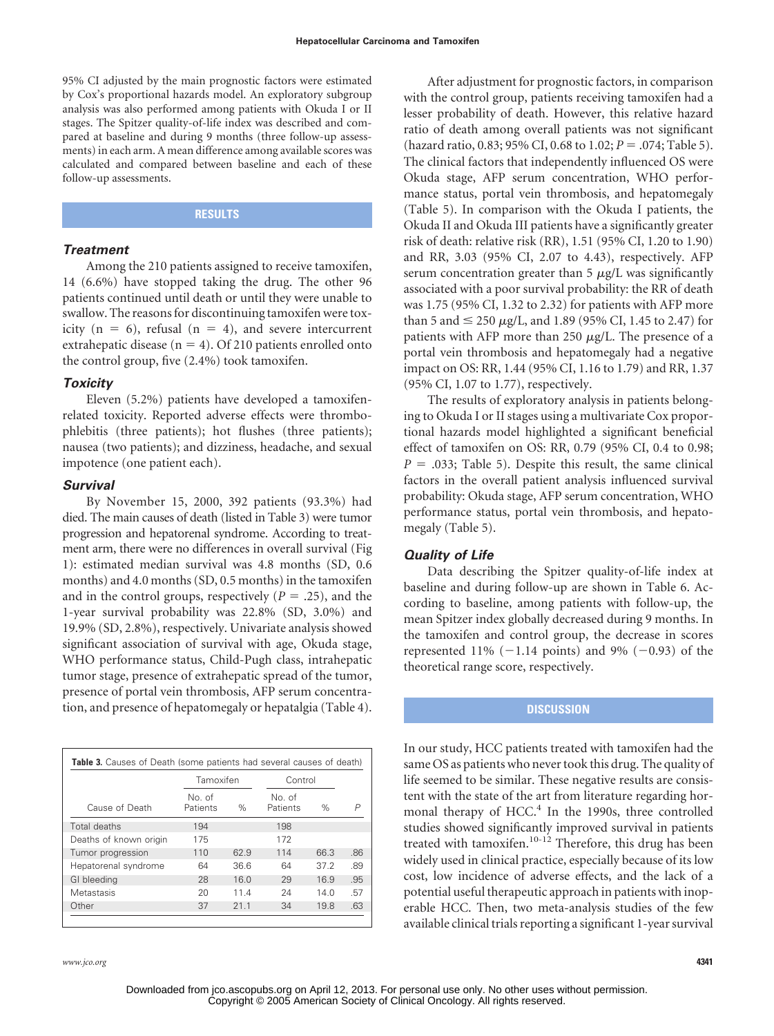95% CI adjusted by the main prognostic factors were estimated by Cox's proportional hazards model. An exploratory subgroup analysis was also performed among patients with Okuda I or II stages. The Spitzer quality-of-life index was described and compared at baseline and during 9 months (three follow-up assessments) in each arm. A mean difference among available scores was calculated and compared between baseline and each of these follow-up assessments.

## RESULTS

### Treatment

Among the 210 patients assigned to receive tamoxifen, 14 (6.6%) have stopped taking the drug. The other 96 patients continued until death or until they were unable to swallow. The reasons for discontinuing tamoxifen were toxicity ($n = 6$), refusal ($n = 4$), and severe intercurrent extrahepatic disease ($n = 4$). Of 210 patients enrolled onto the control group, five (2.4%) took tamoxifen.

### Toxicity

Eleven (5.2%) patients have developed a tamoxifen-related toxicity. Reported adverse effects were thrombophlebitis (three patients); hot flushes (three patients); nausea (two patients); and dizziness, headache, and sexual impotence (one patient each).

### Survival

By November 15, 2000, 392 patients (93.3%) had died. The main causes of death (listed in Table 3) were tumor progression and hepatorenal syndrome. According to treatment arm, there were no differences in overall survival (Fig 1): estimated median survival was 4.8 months (SD, 0.6 months) and 4.0 months (SD, 0.5 months) in the tamoxifen and in the control groups, respectively ($P = .25$), and the 1-year survival probability was 22.8% (SD, 3.0%) and 19.9% (SD, 2.8%), respectively. Univariate analysis showed significant association of survival with age, Okuda stage, WHO performance status, Child-Pugh class, intrahepatic tumor stage, presence of extrahepatic spread of the tumor, presence of portal vein thrombosis, AFP serum concentration, and presence of hepatomegaly or hepatalgia (Table 4).

**Table 3.** Causes of Death (some patients had several causes of death)

| Cause of Death | Tamoxifen | | Control | | |
|---|---|---|---|---|---|
| | No. of Patients | % | No. of Patients | % | P |
| Total deaths | 194 | | 198 | | |
| Deaths of known origin | 175 | | 172 | | |
| Tumor progression | 110 | 62.9 | 114 | 66.3 | .86 |
| Hepatorenal syndrome | 64 | 36.6 | 64 | 37.2 | .89 |
| GI bleeding | 28 | 16.0 | 29 | 16.9 | .95 |
| Metastasis | 20 | 11.4 | 24 | 14.0 | .57 |
| Other | 37 | 21.1 | 34 | 19.8 | .63 |

After adjustment for prognostic factors, in comparison with the control group, patients receiving tamoxifen had a lesser probability of death. However, this relative hazard ratio of death among overall patients was not significant (hazard ratio, 0.83; 95% CI, 0.68 to 1.02; $P = .074$; Table 5). The clinical factors that independently influenced OS were Okuda stage, AFP serum concentration, WHO performance status, portal vein thrombosis, and hepatomegaly (Table 5). In comparison with the Okuda I patients, the Okuda II and Okuda III patients have a significantly greater risk of death: relative risk (RR), 1.51 (95% CI, 1.20 to 1.90) and RR, 3.03 (95% CI, 2.07 to 4.43), respectively. AFP serum concentration greater than 5 $\mu$g/L was significantly associated with a poor survival probability: the RR of death was 1.75 (95% CI, 1.32 to 2.32) for patients with AFP more than 5 and $\leq$ 250 $\mu$g/L, and 1.89 (95% CI, 1.45 to 2.47) for patients with AFP more than 250 $\mu$g/L. The presence of a portal vein thrombosis and hepatomegaly had a negative impact on OS: RR, 1.44 (95% CI, 1.16 to 1.79) and RR, 1.37 (95% CI, 1.07 to 1.77), respectively.

The results of exploratory analysis in patients belonging to Okuda I or II stages using a multivariate Cox proportional hazards model highlighted a significant beneficial effect of tamoxifen on OS: RR, 0.79 (95% CI, 0.4 to 0.98; $P = .033$; Table 5). Despite this result, the same clinical factors in the overall patient analysis influenced survival probability: Okuda stage, AFP serum concentration, WHO performance status, portal vein thrombosis, and hepatomegaly (Table 5).

### Quality of Life

Data describing the Spitzer quality-of-life index at baseline and during follow-up are shown in Table 6. According to baseline, among patients with follow-up, the mean Spitzer index globally decreased during 9 months. In the tamoxifen and control group, the decrease in scores represented 11% (−1.14 points) and 9% (−0.93) of the theoretical range score, respectively.

## DISCUSSION

In our study, HCC patients treated with tamoxifen had the same OS as patients who never took this drug. The quality of life seemed to be similar. These negative results are consistent with the state of the art from literature regarding hormonal therapy of HCC.[4] In the 1990s, three controlled studies showed significantly improved survival in patients treated with tamoxifen.[10-12] Therefore, this drug has been widely used in clinical practice, especially because of its low cost, low incidence of adverse effects, and the lack of a potential useful therapeutic approach in patients with inoperable HCC. Then, two meta-analysis studies of the few available clinical trials reporting a significant 1-year survival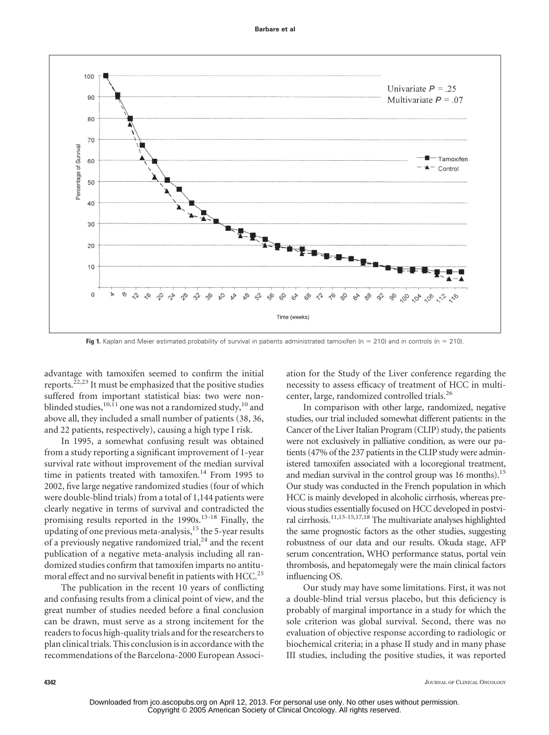Fig 1. Kaplan and Meier estimated probability of survival in patients administrated tamoxifen (n = 210) and in controls (n = 210).

advantage with tamoxifen seemed to confirm the initial reports.[22,23] It must be emphasized that the positive studies suffered from important statistical bias: two were nonblinded studies,[10,11] one was not a randomized study,[10] and above all, they included a small number of patients (38, 36, and 22 patients, respectively), causing a high type I risk.

In 1995, a somewhat confusing result was obtained from a study reporting a significant improvement of 1-year survival rate without improvement of the median survival time in patients treated with tamoxifen.[14] From 1995 to 2002, five large negative randomized studies (four of which were double-blind trials) from a total of 1,144 patients were clearly negative in terms of survival and contradicted the promising results reported in the 1990s.[13-18] Finally, the updating of one previous meta-analysis,[15] the 5-year results of a previously negative randomized trial,[24] and the recent publication of a negative meta-analysis including all randomized studies confirm that tamoxifen imparts no antitumoral effect and no survival benefit in patients with HCC.[25]

The publication in the recent 10 years of conflicting and confusing results from a clinical point of view, and the great number of studies needed before a final conclusion can be drawn, must serve as a strong incitement for the readers to focus high-quality trials and for the researchers to plan clinical trials. This conclusion is in accordance with the recommendations of the Barcelona-2000 European Association for the Study of the Liver conference regarding the necessity to assess efficacy of treatment of HCC in multicenter, large, randomized controlled trials.[26]

In comparison with other large, randomized, negative studies, our trial included somewhat different patients: in the Cancer of the Liver Italian Program (CLIP) study, the patients were not exclusively in palliative condition, as were our patients (47% of the 237 patients in the CLIP study were administered tamoxifen associated with a locoregional treatment, and median survival in the control group was 16 months).[15] Our study was conducted in the French population in which HCC is mainly developed in alcoholic cirrhosis, whereas previous studies essentially focused on HCC developed in postviral cirrhosis.[11,13-15,17,18] The multivariate analyses highlighted the same prognostic factors as the other studies, suggesting robustness of our data and our results. Okuda stage, AFP serum concentration, WHO performance status, portal vein thrombosis, and hepatomegaly were the main clinical factors influencing OS.

Our study may have some limitations. First, it was not a double-blind trial versus placebo, but this deficiency is probably of marginal importance in a study for which the sole criterion was global survival. Second, there was no evaluation of objective response according to radiologic or biochemical criteria; in a phase II study and in many phase III studies, including the positive studies, it was reported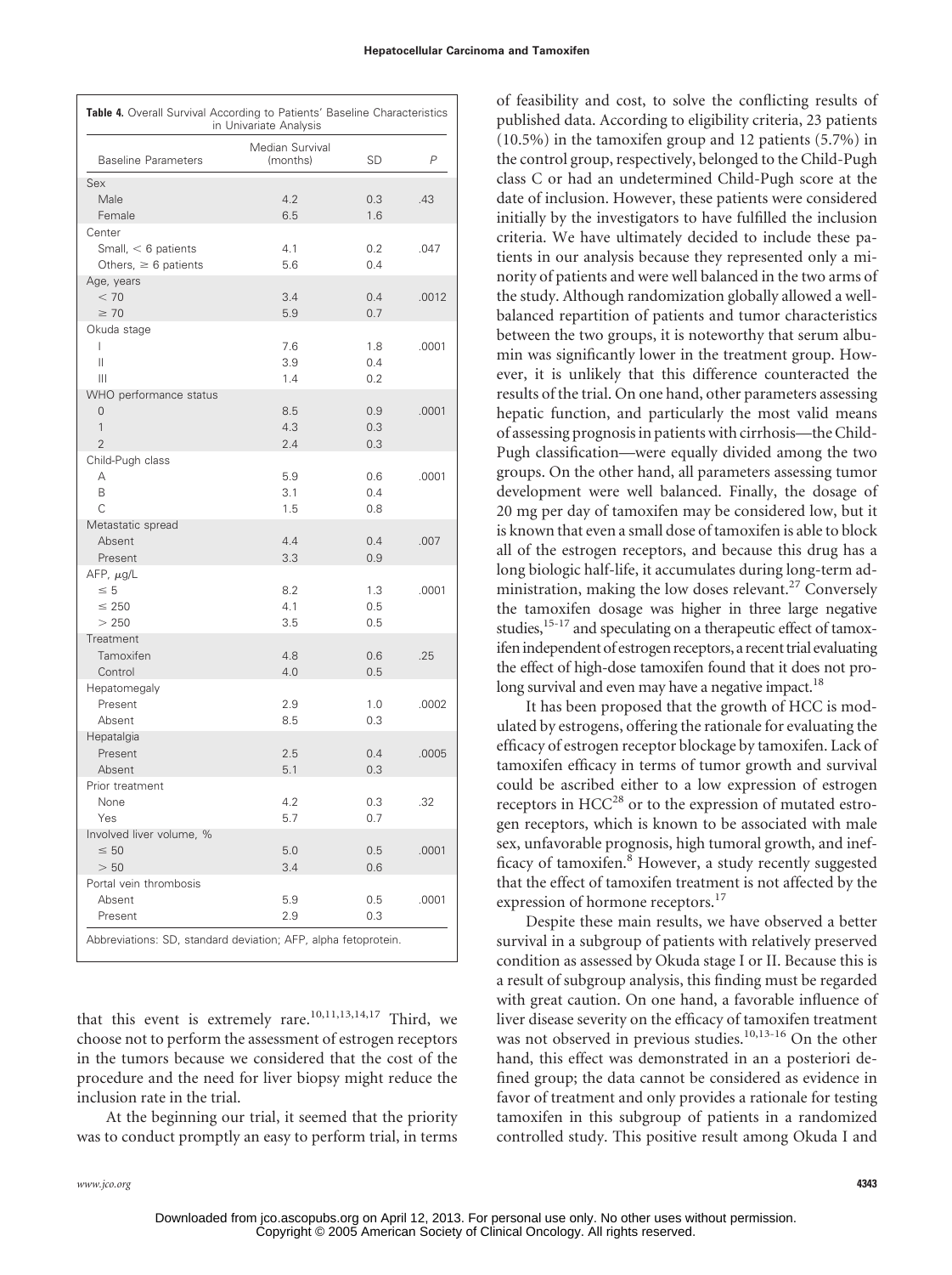**Table 4.** Overall Survival According to Patients' Baseline Characteristics in Univariate Analysis

| Baseline Parameters | Median Survival (months) | SD | P |
|---|---|---|---|
| Sex | | | |
| Male | 4.2 | 0.3 | .43 |
| Female | 6.5 | 1.6 | |
| Center | | | |
| Small, < 6 patients | 4.1 | 0.2 | .047 |
| Others, ≥ 6 patients | 5.6 | 0.4 | |
| Age, years | | | |
| < 70 | 3.4 | 0.4 | .0012 |
| ≥ 70 | 5.9 | 0.7 | |
| Okuda stage | | | |
| I | 7.6 | 1.8 | .0001 |
| II | 3.9 | 0.4 | |
| III | 1.4 | 0.2 | |
| WHO performance status | | | |
| 0 | 8.5 | 0.9 | .0001 |
| 1 | 4.3 | 0.3 | |
| 2 | 2.4 | 0.3 | |
| Child-Pugh class | | | |
| A | 5.9 | 0.6 | .0001 |
| B | 3.1 | 0.4 | |
| C | 1.5 | 0.8 | |
| Metastatic spread | | | |
| Absent | 4.4 | 0.4 | .007 |
| Present | 3.3 | 0.9 | |
| AFP, μg/L | | | |
| ≤ 5 | 8.2 | 1.3 | .0001 |
| ≤ 250 | 4.1 | 0.5 | |
| > 250 | 3.5 | 0.5 | |
| Treatment | | | |
| Tamoxifen | 4.8 | 0.6 | .25 |
| Control | 4.0 | 0.5 | |
| Hepatomegaly | | | |
| Present | 2.9 | 1.0 | .0002 |
| Absent | 8.5 | 0.3 | |
| Hepatalgia | | | |
| Present | 2.5 | 0.4 | .0005 |
| Absent | 5.1 | 0.3 | |
| Prior treatment | | | |
| None | 4.2 | 0.3 | .32 |
| Yes | 5.7 | 0.7 | |
| Involved liver volume, % | | | |
| ≤ 50 | 5.0 | 0.5 | .0001 |
| > 50 | 3.4 | 0.6 | |
| Portal vein thrombosis | | | |
| Absent | 5.9 | 0.5 | .0001 |
| Present | 2.9 | 0.3 | |

Abbreviations: SD, standard deviation; AFP, alpha fetoprotein.

that this event is extremely rare.[10,11,13,14,17] Third, we choose not to perform the assessment of estrogen receptors in the tumors because we considered that the cost of the procedure and the need for liver biopsy might reduce the inclusion rate in the trial.

At the beginning our trial, it seemed that the priority was to conduct promptly an easy to perform trial, in terms of feasibility and cost, to solve the conflicting results of published data. According to eligibility criteria, 23 patients (10.5%) in the tamoxifen group and 12 patients (5.7%) in the control group, respectively, belonged to the Child-Pugh class C or had an undetermined Child-Pugh score at the date of inclusion. However, these patients were considered initially by the investigators to have fulfilled the inclusion criteria. We have ultimately decided to include these patients in our analysis because they represented only a minority of patients and were well balanced in the two arms of the study. Although randomization globally allowed a well-balanced repartition of patients and tumor characteristics between the two groups, it is noteworthy that serum albumin was significantly lower in the treatment group. However, it is unlikely that this difference counteracted the results of the trial. On one hand, other parameters assessing hepatic function, and particularly the most valid means of assessing prognosis in patients with cirrhosis—the Child-Pugh classification—were equally divided among the two groups. On the other hand, all parameters assessing tumor development were well balanced. Finally, the dosage of 20 mg per day of tamoxifen may be considered low, but it is known that even a small dose of tamoxifen is able to block all of the estrogen receptors, and because this drug has a long biologic half-life, it accumulates during long-term administration, making the low doses relevant.[27] Conversely the tamoxifen dosage was higher in three large negative studies,[15-17] and speculating on a therapeutic effect of tamoxifen independent of estrogen receptors, a recent trial evaluating the effect of high-dose tamoxifen found that it does not prolong survival and even may have a negative impact.[18]

It has been proposed that the growth of HCC is modulated by estrogens, offering the rationale for evaluating the efficacy of estrogen receptor blockage by tamoxifen. Lack of tamoxifen efficacy in terms of tumor growth and survival could be ascribed either to a low expression of estrogen receptors in HCC[28] or to the expression of mutated estrogen receptors, which is known to be associated with male sex, unfavorable prognosis, high tumoral growth, and inefficacy of tamoxifen.[8] However, a study recently suggested that the effect of tamoxifen treatment is not affected by the expression of hormone receptors.[17]

Despite these main results, we have observed a better survival in a subgroup of patients with relatively preserved condition as assessed by Okuda stage I or II. Because this is a result of subgroup analysis, this finding must be regarded with great caution. On one hand, a favorable influence of liver disease severity on the efficacy of tamoxifen treatment was not observed in previous studies.[10,13-16] On the other hand, this effect was demonstrated in an a posteriori defined group; the data cannot be considered as evidence in favor of treatment and only provides a rationale for testing tamoxifen in this subgroup of patients in a randomized controlled study. This positive result among Okuda I and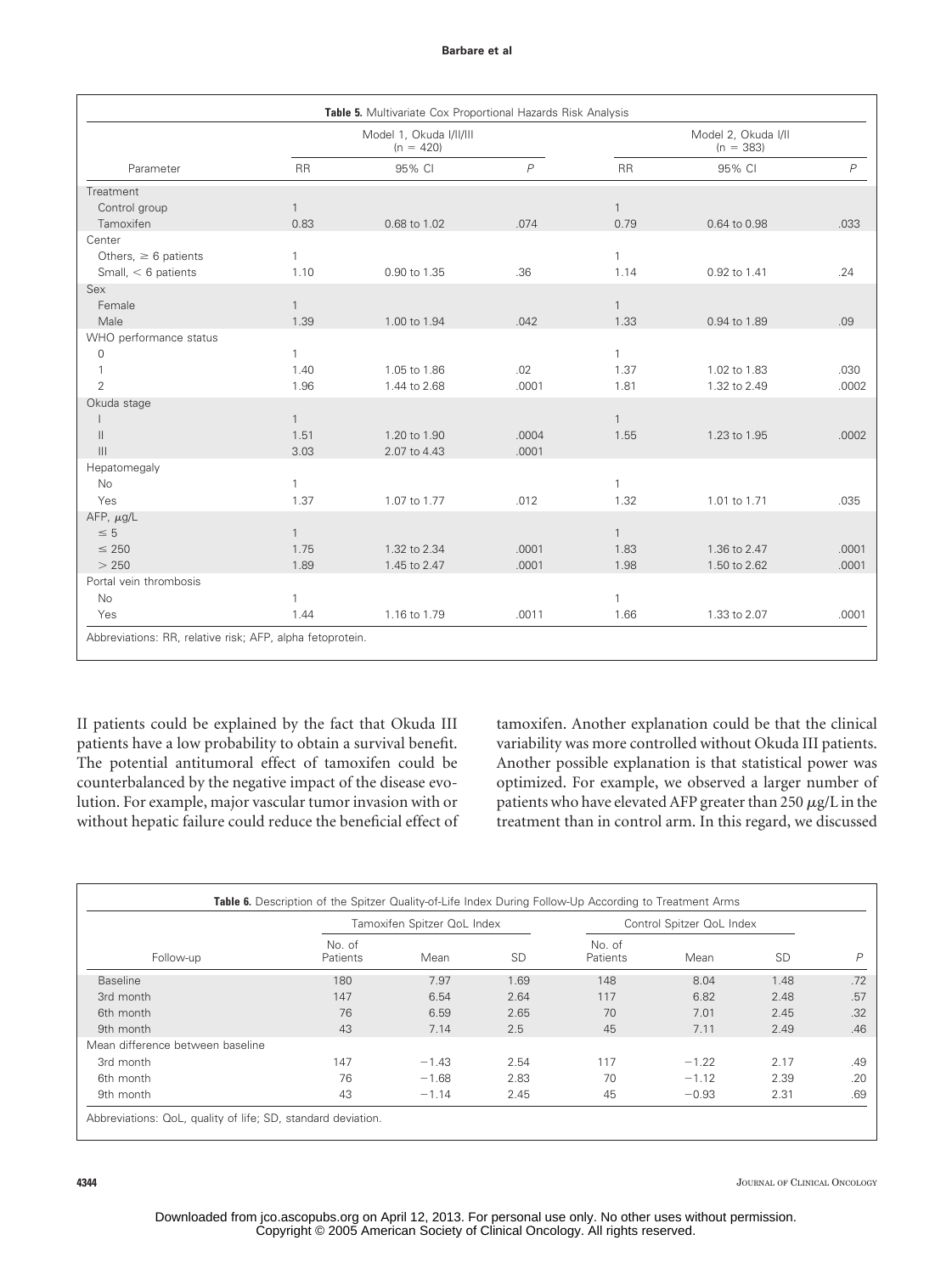**Table 5.** Multivariate Cox Proportional Hazards Risk Analysis

| Parameter | Model 1, Okuda I/II/III (n = 420) | | | Model 2, Okuda I/II (n = 383) | | |
|---|---|---|---|---|---|---|
| | RR | 95% CI | *P* | RR | 95% CI | *P* |
| Treatment | | | | | | |
| Control group | 1 | | | 1 | | |
| Tamoxifen | 0.83 | 0.68 to 1.02 | .074 | 0.79 | 0.64 to 0.98 | .033 |
| Center | | | | | | |
| Others, ≥ 6 patients | 1 | | | 1 | | |
| Small, < 6 patients | 1.10 | 0.90 to 1.35 | .36 | 1.14 | 0.92 to 1.41 | .24 |
| Sex | | | | | | |
| Female | 1 | | | 1 | | |
| Male | 1.39 | 1.00 to 1.94 | .042 | 1.33 | 0.94 to 1.89 | .09 |
| WHO performance status | | | | | | |
| 0 | 1 | | | 1 | | |
| 1 | 1.40 | 1.05 to 1.86 | .02 | 1.37 | 1.02 to 1.83 | .030 |
| 2 | 1.96 | 1.44 to 2.68 | .0001 | 1.81 | 1.32 to 2.49 | .0002 |
| Okuda stage | | | | | | |
| I | 1 | | | 1 | | |
| II | 1.51 | 1.20 to 1.90 | .0004 | 1.55 | 1.23 to 1.95 | .0002 |
| III | 3.03 | 2.07 to 4.43 | .0001 | | | |
| Hepatomegaly | | | | | | |
| No | 1 | | | 1 | | |
| Yes | 1.37 | 1.07 to 1.77 | .012 | 1.32 | 1.01 to 1.71 | .035 |
| AFP, μg/L | | | | | | |
| ≤ 5 | 1 | | | 1 | | |
| ≤ 250 | 1.75 | 1.32 to 2.34 | .0001 | 1.83 | 1.36 to 2.47 | .0001 |
| > 250 | 1.89 | 1.45 to 2.47 | .0001 | 1.98 | 1.50 to 2.62 | .0001 |
| Portal vein thrombosis | | | | | | |
| No | 1 | | | 1 | | |
| Yes | 1.44 | 1.16 to 1.79 | .0011 | 1.66 | 1.33 to 2.07 | .0001 |

Abbreviations: RR, relative risk; AFP, alpha fetoprotein.

II patients could be explained by the fact that Okuda III patients have a low probability to obtain a survival benefit. The potential antitumoral effect of tamoxifen could be counterbalanced by the negative impact of the disease evolution. For example, major vascular tumor invasion with or without hepatic failure could reduce the beneficial effect of tamoxifen. Another explanation could be that the clinical variability was more controlled without Okuda III patients. Another possible explanation is that statistical power was optimized. For example, we observed a larger number of patients who have elevated AFP greater than 250 μg/L in the treatment than in control arm. In this regard, we discussed

**Table 6.** Description of the Spitzer Quality-of-Life Index During Follow-Up According to Treatment Arms

| Follow-up | Tamoxifen Spitzer QoL Index | | | Control Spitzer QoL Index | | | |
|---|---|---|---|---|---|---|---|
| | No. of Patients | Mean | SD | No. of Patients | Mean | SD | *P* |
| Baseline | 180 | 7.97 | 1.69 | 148 | 8.04 | 1.48 | .72 |
| 3rd month | 147 | 6.54 | 2.64 | 117 | 6.82 | 2.48 | .57 |
| 6th month | 76 | 6.59 | 2.65 | 70 | 7.01 | 2.45 | .32 |
| 9th month | 43 | 7.14 | 2.5 | 45 | 7.11 | 2.49 | .46 |
| Mean difference between baseline | | | | | | | |
| 3rd month | 147 | −1.43 | 2.54 | 117 | −1.22 | 2.17 | .49 |
| 6th month | 76 | −1.68 | 2.83 | 70 | −1.12 | 2.39 | .20 |
| 9th month | 43 | −1.14 | 2.45 | 45 | −0.93 | 2.31 | .69 |

Abbreviations: QoL, quality of life; SD, standard deviation.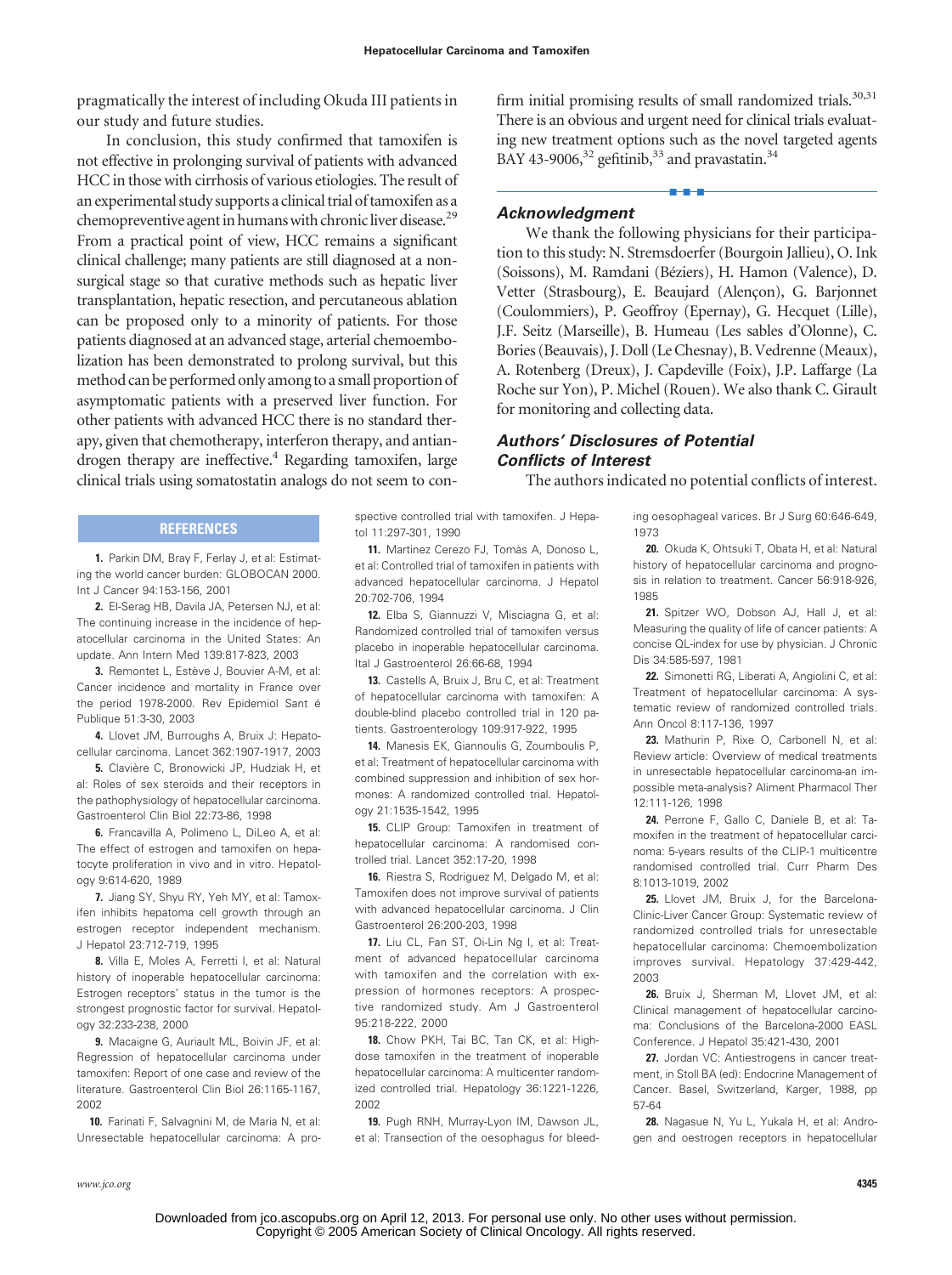pragmatically the interest of including Okuda III patients in our study and future studies.

In conclusion, this study confirmed that tamoxifen is not effective in prolonging survival of patients with advanced HCC in those with cirrhosis of various etiologies. The result of an experimental study supports a clinical trial of tamoxifen as a chemopreventive agent in humans with chronic liver disease.[29] From a practical point of view, HCC remains a significant clinical challenge; many patients are still diagnosed at a nonsurgical stage so that curative methods such as hepatic liver transplantation, hepatic resection, and percutaneous ablation can be proposed only to a minority of patients. For those patients diagnosed at an advanced stage, arterial chemoembolization has been demonstrated to prolong survival, but this method can be performed only among to a small proportion of asymptomatic patients with a preserved liver function. For other patients with advanced HCC there is no standard therapy, given that chemotherapy, interferon therapy, and antiandrogen therapy are ineffective.[4] Regarding tamoxifen, large clinical trials using somatostatin analogs do not seem to confirm initial promising results of small randomized trials.[30,31] There is an obvious and urgent need for clinical trials evaluating new treatment options such as the novel targeted agents BAY 43-9006,[32] gefitinib,[33] and pravastatin.[34]

### Acknowledgment

We thank the following physicians for their participation to this study: N. Stremsdoerfer (Bourgoin Jallieu), O. Ink (Soissons), M. Ramdani (Béziers), H. Hamon (Valence), D. Vetter (Strasbourg), E. Beaujard (Alençon), G. Barjonnet (Coulommiers), P. Geoffroy (Epernay), G. Hecquet (Lille), J.F. Seitz (Marseille), B. Humeau (Les sables d'Olonne), C. Bories (Beauvais), J. Doll (Le Chesnay), B. Vedrenne (Meaux), A. Rotenberg (Dreux), J. Capdeville (Foix), J.P. Laffarge (La Roche sur Yon), P. Michel (Rouen). We also thank C. Girault for monitoring and collecting data.

### Authors' Disclosures of Potential Conflicts of Interest

The authors indicated no potential conflicts of interest.

## REFERENCES

1. Parkin DM, Bray F, Ferlay J, et al: Estimating the world cancer burden: GLOBOCAN 2000. Int J Cancer 94:153-156, 2001

2. El-Serag HB, Davila JA, Petersen NJ, et al: The continuing increase in the incidence of hepatocellular carcinoma in the United States: An update. Ann Intern Med 139:817-823, 2003

3. Remontet L, Estève J, Bouvier A-M, et al: Cancer incidence and mortality in France over the period 1978-2000. Rev Epidemiol Sant é Publique 51:3-30, 2003

4. Llovet JM, Burroughs A, Bruix J: Hepatocellular carcinoma. Lancet 362:1907-1917, 2003

5. Clavière C, Bronowicki JP, Hudziak H, et al: Roles of sex steroids and their receptors in the pathophysiology of hepatocellular carcinoma. Gastroenterol Clin Biol 22:73-86, 1998

6. Francavilla A, Polimeno L, DiLeo A, et al: The effect of estrogen and tamoxifen on hepatocyte proliferation in vivo and in vitro. Hepatology 9:614-620, 1989

7. Jiang SY, Shyu RY, Yeh MY, et al: Tamoxifen inhibits hepatoma cell growth through an estrogen receptor independent mechanism. J Hepatol 23:712-719, 1995

8. Villa E, Moles A, Ferretti I, et al: Natural history of inoperable hepatocellular carcinoma: Estrogen receptors' status in the tumor is the strongest prognostic factor for survival. Hepatology 32:233-238, 2000

9. Macaigne G, Auriault ML, Boivin JF, et al: Regression of hepatocellular carcinoma under tamoxifen: Report of one case and review of the literature. Gastroenterol Clin Biol 26:1165-1167, 2002

10. Farinati F, Salvagnini M, de Maria N, et al: Unresectable hepatocellular carcinoma: A prospective controlled trial with tamoxifen. J Hepatol 11:297-301, 1990

11. Martinez Cerezo FJ, Tomàs A, Donoso L, et al: Controlled trial of tamoxifen in patients with advanced hepatocellular carcinoma. J Hepatol 20:702-706, 1994

12. Elba S, Giannuzzi V, Misciagna G, et al: Randomized controlled trial of tamoxifen versus placebo in inoperable hepatocellular carcinoma. Ital J Gastroenterol 26:66-68, 1994

13. Castells A, Bruix J, Bru C, et al: Treatment of hepatocellular carcinoma with tamoxifen: A double-blind placebo controlled trial in 120 patients. Gastroenterology 109:917-922, 1995

14. Manesis EK, Giannoulis G, Zoumboulis P, et al: Treatment of hepatocellular carcinoma with combined suppression and inhibition of sex hormones: A randomized controlled trial. Hepatology 21:1535-1542, 1995

15. CLIP Group: Tamoxifen in treatment of hepatocellular carcinoma: A randomised controlled trial. Lancet 352:17-20, 1998

16. Riestra S, Rodriguez M, Delgado M, et al: Tamoxifen does not improve survival of patients with advanced hepatocellular carcinoma. J Clin Gastroenterol 26:200-203, 1998

17. Liu CL, Fan ST, Oi-Lin Ng I, et al: Treatment of advanced hepatocellular carcinoma with tamoxifen and the correlation with expression of hormones receptors: A prospective randomized study. Am J Gastroenterol 95:218-222, 2000

18. Chow PKH, Tai BC, Tan CK, et al: High-dose tamoxifen in the treatment of inoperable hepatocellular carcinoma: A multicenter randomized controlled trial. Hepatology 36:1221-1226, 2002

19. Pugh RNH, Murray-Lyon IM, Dawson JL, et al: Transection of the oesophagus for bleeding oesophageal varices. Br J Surg 60:646-649, 1973

20. Okuda K, Ohtsuki T, Obata H, et al: Natural history of hepatocellular carcinoma and prognosis in relation to treatment. Cancer 56:918-926, 1985

21. Spitzer WO, Dobson AJ, Hall J, et al: Measuring the quality of life of cancer patients: A concise QL-index for use by physician. J Chronic Dis 34:585-597, 1981

22. Simonetti RG, Liberati A, Angiolini C, et al: Treatment of hepatocellular carcinoma: A systematic review of randomized controlled trials. Ann Oncol 8:117-136, 1997

23. Mathurin P, Rixe O, Carbonell N, et al: Review article: Overview of medical treatments in unresectable hepatocellular carcinoma-an impossible meta-analysis? Aliment Pharmacol Ther 12:111-126, 1998

24. Perrone F, Gallo C, Daniele B, et al: Tamoxifen in the treatment of hepatocellular carcinoma: 5-years results of the CLIP-1 multicentre randomised controlled trial. Curr Pharm Des 8:1013-1019, 2002

25. Llovet JM, Bruix J, for the Barcelona-Clinic-Liver Cancer Group: Systematic review of randomized controlled trials for unresectable hepatocellular carcinoma: Chemoembolization improves survival. Hepatology 37:429-442, 2003

26. Bruix J, Sherman M, Llovet JM, et al: Clinical management of hepatocellular carcinoma: Conclusions of the Barcelona-2000 EASL Conference. J Hepatol 35:421-430, 2001

27. Jordan VC: Antiestrogens in cancer treatment, in Stoll BA (ed): Endocrine Management of Cancer. Basel, Switzerland, Karger, 1988, pp 57-64

28. Nagasue N, Yu L, Yukala H, et al: Androgen and oestrogen receptors in hepatocellular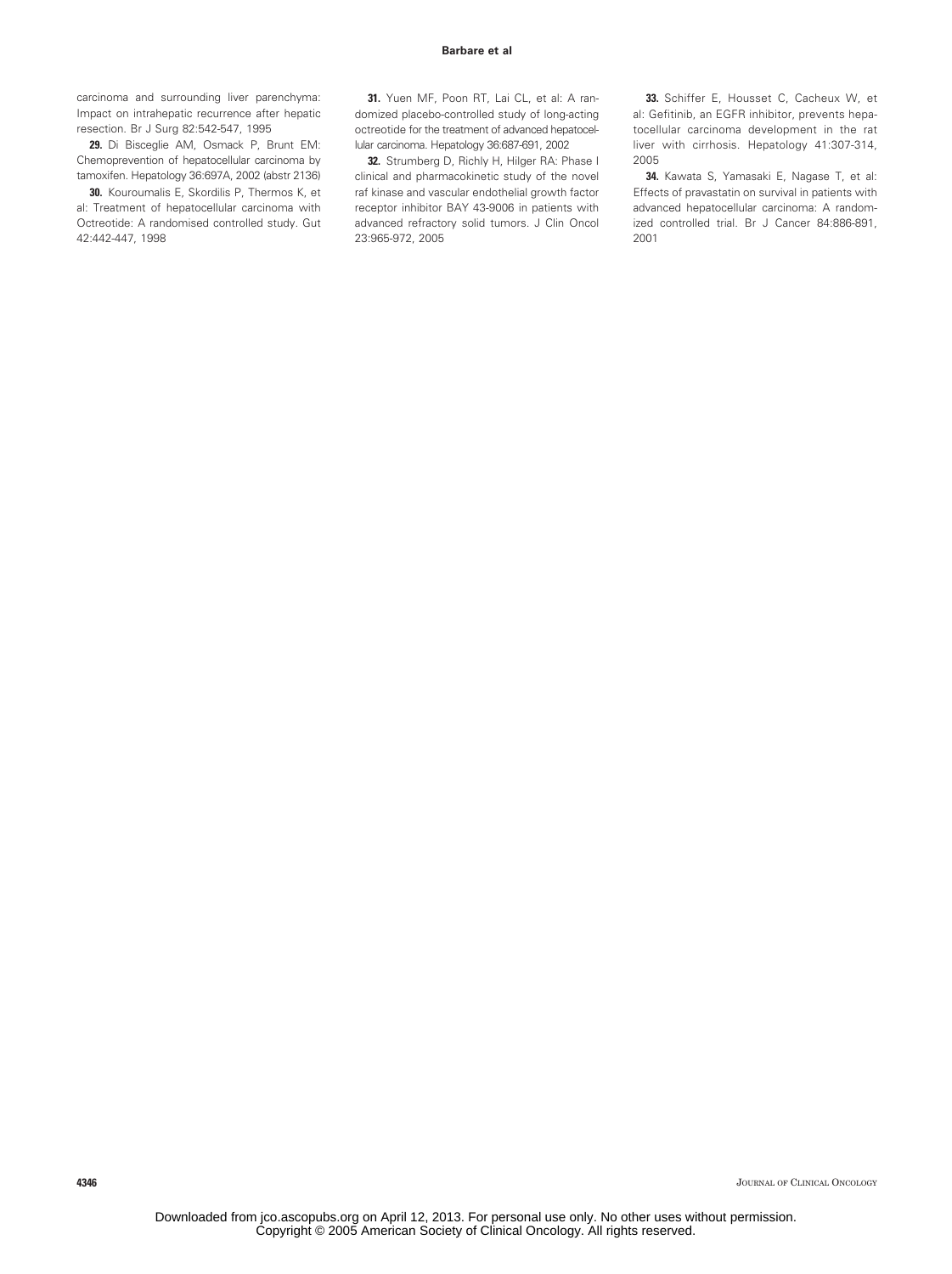carcinoma and surrounding liver parenchyma: Impact on intrahepatic recurrence after hepatic resection. Br J Surg 82:542-547, 1995

**29.** Di Bisceglie AM, Osmack P, Brunt EM: Chemoprevention of hepatocellular carcinoma by tamoxifen. Hepatology 36:697A, 2002 (abstr 2136)

**30.** Kouroumalis E, Skordilis P, Thermos K, et al: Treatment of hepatocellular carcinoma with Octreotide: A randomised controlled study. Gut 42:442-447, 1998

**31.** Yuen MF, Poon RT, Lai CL, et al: A randomized placebo-controlled study of long-acting octreotide for the treatment of advanced hepatocellular carcinoma. Hepatology 36:687-691, 2002

**32.** Strumberg D, Richly H, Hilger RA: Phase I clinical and pharmacokinetic study of the novel raf kinase and vascular endothelial growth factor receptor inhibitor BAY 43-9006 in patients with advanced refractory solid tumors. J Clin Oncol 23:965-972, 2005

**33.** Schiffer E, Housset C, Cacheux W, et al: Gefitinib, an EGFR inhibitor, prevents hepatocellular carcinoma development in the rat liver with cirrhosis. Hepatology 41:307-314, 2005

**34.** Kawata S, Yamasaki E, Nagase T, et al: Effects of pravastatin on survival in patients with advanced hepatocellular carcinoma: A randomized controlled trial. Br J Cancer 84:886-891, 2001

Downloaded from jco.ascopubs.org on April 12, 2013. For personal use only. No other uses without permission.
Copyright © 2005 American Society of Clinical Oncology. All rights reserved.